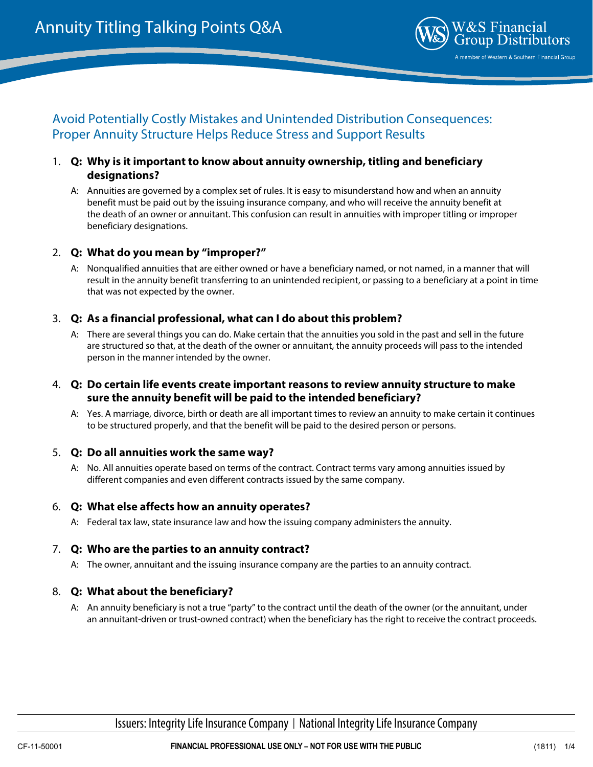# Annuity Titling Talking Points Q&A

W&S Financial Group Distributors
A member of Western & Southern Financial Group

## Avoid Potentially Costly Mistakes and Unintended Distribution Consequences: Proper Annuity Structure Helps Reduce Stress and Support Results

1. **Q: Why is it important to know about annuity ownership, titling and beneficiary designations?**

   A: Annuities are governed by a complex set of rules. It is easy to misunderstand how and when an annuity benefit must be paid out by the issuing insurance company, and who will receive the annuity benefit at the death of an owner or annuitant. This confusion can result in annuities with improper titling or improper beneficiary designations.

2. **Q: What do you mean by "improper?"**

   A: Nonqualified annuities that are either owned or have a beneficiary named, or not named, in a manner that will result in the annuity benefit transferring to an unintended recipient, or passing to a beneficiary at a point in time that was not expected by the owner.

3. **Q: As a financial professional, what can I do about this problem?**

   A: There are several things you can do. Make certain that the annuities you sold in the past and sell in the future are structured so that, at the death of the owner or annuitant, the annuity proceeds will pass to the intended person in the manner intended by the owner.

4. **Q: Do certain life events create important reasons to review annuity structure to make sure the annuity benefit will be paid to the intended beneficiary?**

   A: Yes. A marriage, divorce, birth or death are all important times to review an annuity to make certain it continues to be structured properly, and that the benefit will be paid to the desired person or persons.

5. **Q: Do all annuities work the same way?**

   A: No. All annuities operate based on terms of the contract. Contract terms vary among annuities issued by different companies and even different contracts issued by the same company.

6. **Q: What else affects how an annuity operates?**

   A: Federal tax law, state insurance law and how the issuing company administers the annuity.

7. **Q: Who are the parties to an annuity contract?**

   A: The owner, annuitant and the issuing insurance company are the parties to an annuity contract.

8. **Q: What about the beneficiary?**

   A: An annuity beneficiary is not a true "party" to the contract until the death of the owner (or the annuitant, under an annuitant-driven or trust-owned contract) when the beneficiary has the right to receive the contract proceeds.

Issuers: Integrity Life Insurance Company | National Integrity Life Insurance Company

CF-11-50001 **FINANCIAL PROFESSIONAL USE ONLY – NOT FOR USE WITH THE PUBLIC** (1811)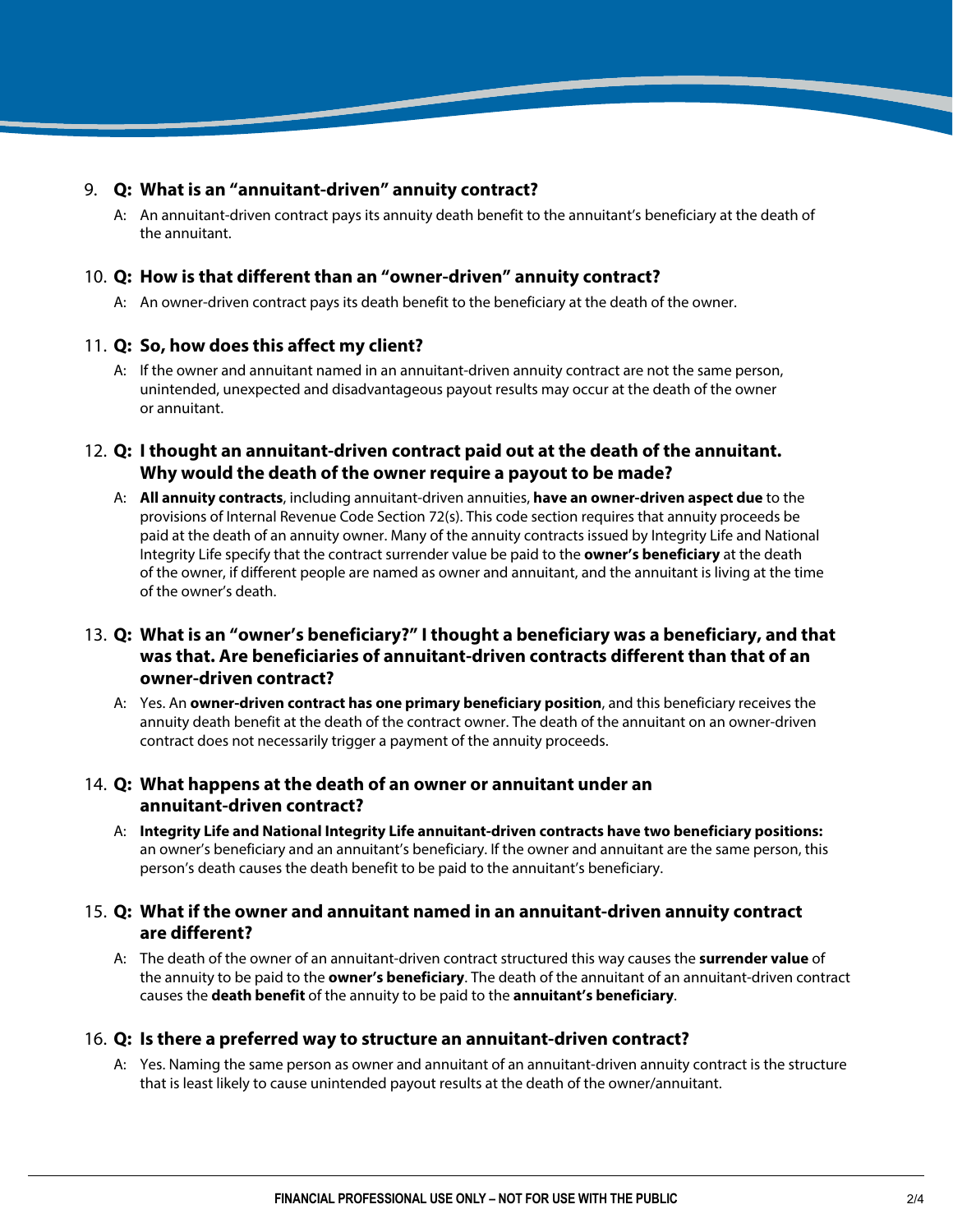9. **Q: What is an "annuitant-driven" annuity contract?**

   A: An annuitant-driven contract pays its annuity death benefit to the annuitant's beneficiary at the death of the annuitant.

10. **Q: How is that different than an "owner-driven" annuity contract?**

    A: An owner-driven contract pays its death benefit to the beneficiary at the death of the owner.

11. **Q: So, how does this affect my client?**

    A: If the owner and annuitant named in an annuitant-driven annuity contract are not the same person, unintended, unexpected and disadvantageous payout results may occur at the death of the owner or annuitant.

12. **Q: I thought an annuitant-driven contract paid out at the death of the annuitant. Why would the death of the owner require a payout to be made?**

    A: **All annuity contracts**, including annuitant-driven annuities, **have an owner-driven aspect due** to the provisions of Internal Revenue Code Section 72(s). This code section requires that annuity proceeds be paid at the death of an annuity owner. Many of the annuity contracts issued by Integrity Life and National Integrity Life specify that the contract surrender value be paid to the **owner's beneficiary** at the death of the owner, if different people are named as owner and annuitant, and the annuitant is living at the time of the owner's death.

13. **Q: What is an "owner's beneficiary?" I thought a beneficiary was a beneficiary, and that was that. Are beneficiaries of annuitant-driven contracts different than that of an owner-driven contract?**

    A: Yes. An **owner-driven contract has one primary beneficiary position**, and this beneficiary receives the annuity death benefit at the death of the contract owner. The death of the annuitant on an owner-driven contract does not necessarily trigger a payment of the annuity proceeds.

14. **Q: What happens at the death of an owner or annuitant under an annuitant-driven contract?**

    A: **Integrity Life and National Integrity Life annuitant-driven contracts have two beneficiary positions:** an owner's beneficiary and an annuitant's beneficiary. If the owner and annuitant are the same person, this person's death causes the death benefit to be paid to the annuitant's beneficiary.

15. **Q: What if the owner and annuitant named in an annuitant-driven annuity contract are different?**

    A: The death of the owner of an annuitant-driven contract structured this way causes the **surrender value** of the annuity to be paid to the **owner's beneficiary**. The death of the annuitant of an annuitant-driven contract causes the **death benefit** of the annuity to be paid to the **annuitant's beneficiary**.

16. **Q: Is there a preferred way to structure an annuitant-driven contract?**

    A: Yes. Naming the same person as owner and annuitant of an annuitant-driven annuity contract is the structure that is least likely to cause unintended payout results at the death of the owner/annuitant.

FINANCIAL PROFESSIONAL USE ONLY – NOT FOR USE WITH THE PUBLIC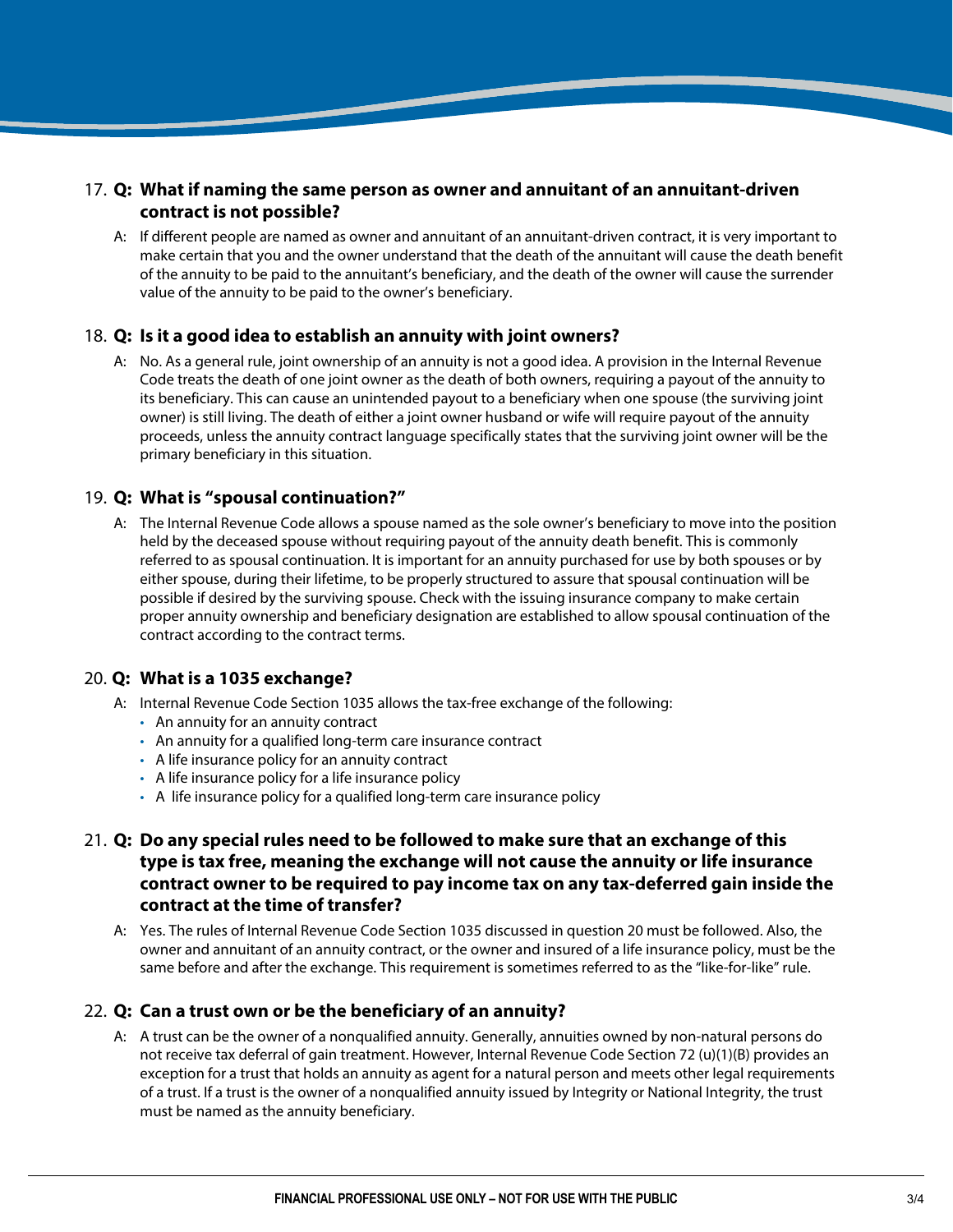17. **Q: What if naming the same person as owner and annuitant of an annuitant-driven contract is not possible?**

    A: If different people are named as owner and annuitant of an annuitant-driven contract, it is very important to make certain that you and the owner understand that the death of the annuitant will cause the death benefit of the annuity to be paid to the annuitant's beneficiary, and the death of the owner will cause the surrender value of the annuity to be paid to the owner's beneficiary.

18. **Q: Is it a good idea to establish an annuity with joint owners?**

    A: No. As a general rule, joint ownership of an annuity is not a good idea. A provision in the Internal Revenue Code treats the death of one joint owner as the death of both owners, requiring a payout of the annuity to its beneficiary. This can cause an unintended payout to a beneficiary when one spouse (the surviving joint owner) is still living. The death of either a joint owner husband or wife will require payout of the annuity proceeds, unless the annuity contract language specifically states that the surviving joint owner will be the primary beneficiary in this situation.

19. **Q: What is "spousal continuation?"**

    A: The Internal Revenue Code allows a spouse named as the sole owner's beneficiary to move into the position held by the deceased spouse without requiring payout of the annuity death benefit. This is commonly referred to as spousal continuation. It is important for an annuity purchased for use by both spouses or by either spouse, during their lifetime, to be properly structured to assure that spousal continuation will be possible if desired by the surviving spouse. Check with the issuing insurance company to make certain proper annuity ownership and beneficiary designation are established to allow spousal continuation of the contract according to the contract terms.

20. **Q: What is a 1035 exchange?**

    A: Internal Revenue Code Section 1035 allows the tax-free exchange of the following:
    - An annuity for an annuity contract
    - An annuity for a qualified long-term care insurance contract
    - A life insurance policy for an annuity contract
    - A life insurance policy for a life insurance policy
    - A life insurance policy for a qualified long-term care insurance policy

21. **Q: Do any special rules need to be followed to make sure that an exchange of this type is tax free, meaning the exchange will not cause the annuity or life insurance contract owner to be required to pay income tax on any tax-deferred gain inside the contract at the time of transfer?**

    A: Yes. The rules of Internal Revenue Code Section 1035 discussed in question 20 must be followed. Also, the owner and annuitant of an annuity contract, or the owner and insured of a life insurance policy, must be the same before and after the exchange. This requirement is sometimes referred to as the "like-for-like" rule.

22. **Q: Can a trust own or be the beneficiary of an annuity?**

    A: A trust can be the owner of a nonqualified annuity. Generally, annuities owned by non-natural persons do not receive tax deferral of gain treatment. However, Internal Revenue Code Section 72 (u)(1)(B) provides an exception for a trust that holds an annuity as agent for a natural person and meets other legal requirements of a trust. If a trust is the owner of a nonqualified annuity issued by Integrity or National Integrity, the trust must be named as the annuity beneficiary.

**FINANCIAL PROFESSIONAL USE ONLY – NOT FOR USE WITH THE PUBLIC**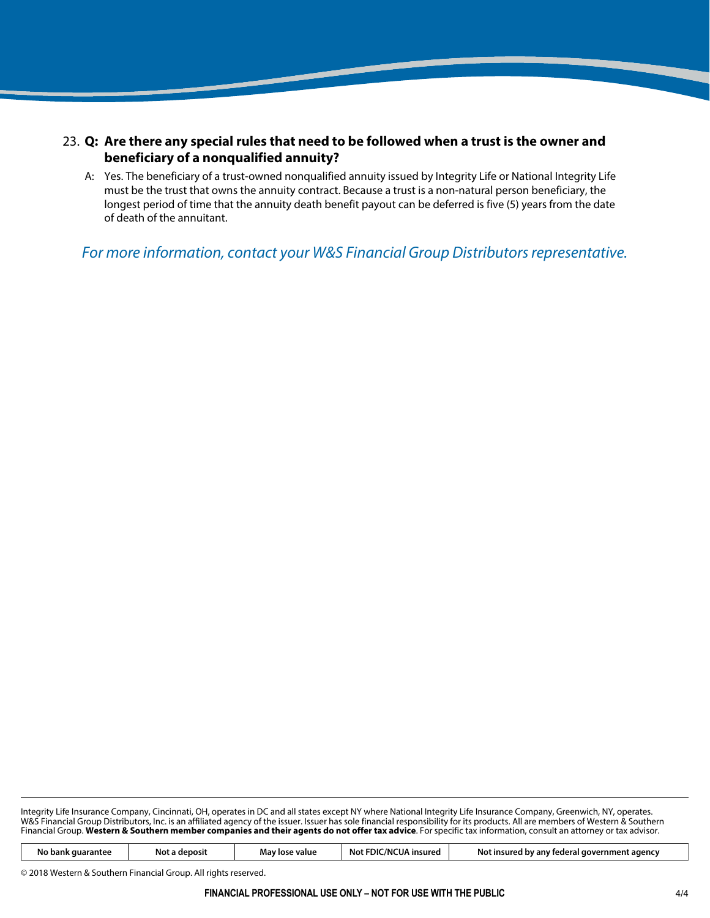23. **Q: Are there any special rules that need to be followed when a trust is the owner and beneficiary of a nonqualified annuity?**

    A: Yes. The beneficiary of a trust-owned nonqualified annuity issued by Integrity Life or National Integrity Life must be the trust that owns the annuity contract. Because a trust is a non-natural person beneficiary, the longest period of time that the annuity death benefit payout can be deferred is five (5) years from the date of death of the annuitant.

*For more information, contact your W&S Financial Group Distributors representative.*

---

Integrity Life Insurance Company, Cincinnati, OH, operates in DC and all states except NY where National Integrity Life Insurance Company, Greenwich, NY, operates. W&S Financial Group Distributors, Inc. is an affiliated agency of the issuer. Issuer has sole financial responsibility for its products. All are members of Western & Southern Financial Group. **Western & Southern member companies and their agents do not offer tax advice**. For specific tax information, consult an attorney or tax advisor.

| No bank guarantee | Not a deposit | May lose value | Not FDIC/NCUA insured | Not insured by any federal government agency |
|---|---|---|---|---|

© 2018 Western & Southern Financial Group. All rights reserved.

**FINANCIAL PROFESSIONAL USE ONLY – NOT FOR USE WITH THE PUBLIC**